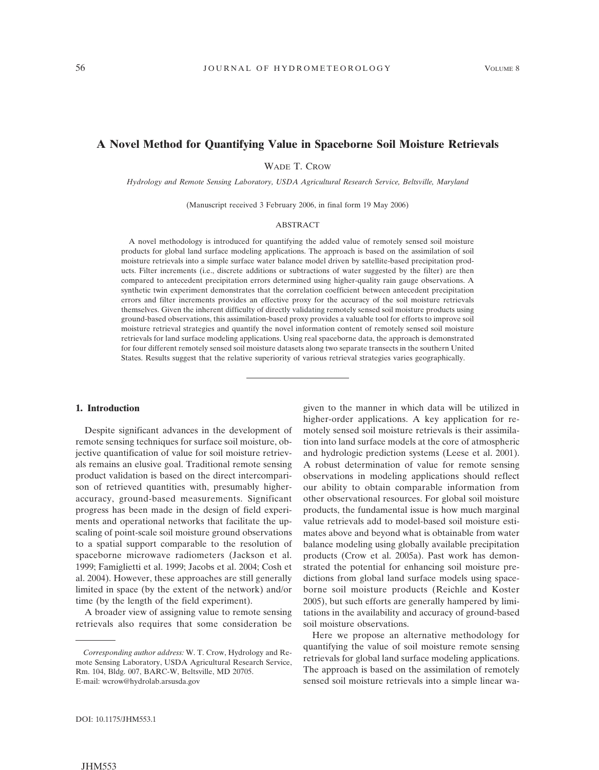# A Novel Method for Quantifying Value in Spaceborne Soil Moisture Retrievals

WADE T. CROW

*Hydrology and Remote Sensing Laboratory, USDA Agricultural Research Service, Beltsville, Maryland*

(Manuscript received 3 February 2006, in final form 19 May 2006)

## ABSTRACT

A novel methodology is introduced for quantifying the added value of remotely sensed soil moisture products for global land surface modeling applications. The approach is based on the assimilation of soil moisture retrievals into a simple surface water balance model driven by satellite-based precipitation products. Filter increments (i.e., discrete additions or subtractions of water suggested by the filter) are then compared to antecedent precipitation errors determined using higher-quality rain gauge observations. A synthetic twin experiment demonstrates that the correlation coefficient between antecedent precipitation errors and filter increments provides an effective proxy for the accuracy of the soil moisture retrievals themselves. Given the inherent difficulty of directly validating remotely sensed soil moisture products using ground-based observations, this assimilation-based proxy provides a valuable tool for efforts to improve soil moisture retrieval strategies and quantify the novel information content of remotely sensed soil moisture retrievals for land surface modeling applications. Using real spaceborne data, the approach is demonstrated for four different remotely sensed soil moisture datasets along two separate transects in the southern United States. Results suggest that the relative superiority of various retrieval strategies varies geographically.

## 1. Introduction

Despite significant advances in the development of remote sensing techniques for surface soil moisture, objective quantification of value for soil moisture retrievals remains an elusive goal. Traditional remote sensing product validation is based on the direct intercomparison of retrieved quantities with, presumably higher-accuracy, ground-based measurements. Significant progress has been made in the design of field experiments and operational networks that facilitate the upscaling of point-scale soil moisture ground observations to a spatial support comparable to the resolution of spaceborne microwave radiometers (Jackson et al. 1999; Famiglietti et al. 1999; Jacobs et al. 2004; Cosh et al. 2004). However, these approaches are still generally limited in space (by the extent of the network) and/or time (by the length of the field experiment).

A broader view of assigning value to remote sensing retrievals also requires that some consideration be given to the manner in which data will be utilized in higher-order applications. A key application for remotely sensed soil moisture retrievals is their assimilation into land surface models at the core of atmospheric and hydrologic prediction systems (Leese et al. 2001). A robust determination of value for remote sensing observations in modeling applications should reflect our ability to obtain comparable information from other observational resources. For global soil moisture products, the fundamental issue is how much marginal value retrievals add to model-based soil moisture estimates above and beyond what is obtainable from water balance modeling using globally available precipitation products (Crow et al. 2005a). Past work has demonstrated the potential for enhancing soil moisture predictions from global land surface models using spaceborne soil moisture products (Reichle and Koster 2005), but such efforts are generally hampered by limitations in the availability and accuracy of ground-based soil moisture observations.

Here we propose an alternative methodology for quantifying the value of soil moisture remote sensing retrievals for global land surface modeling applications. The approach is based on the assimilation of remotely sensed soil moisture retrievals into a simple linear wa-

---

*Corresponding author address:* W. T. Crow, Hydrology and Remote Sensing Laboratory, USDA Agricultural Research Service, Rm. 104, Bldg. 007, BARC-W, Beltsville, MD 20705.
E-mail: wcrow@hydrolab.arsusda.gov

DOI: 10.1175/JHM553.1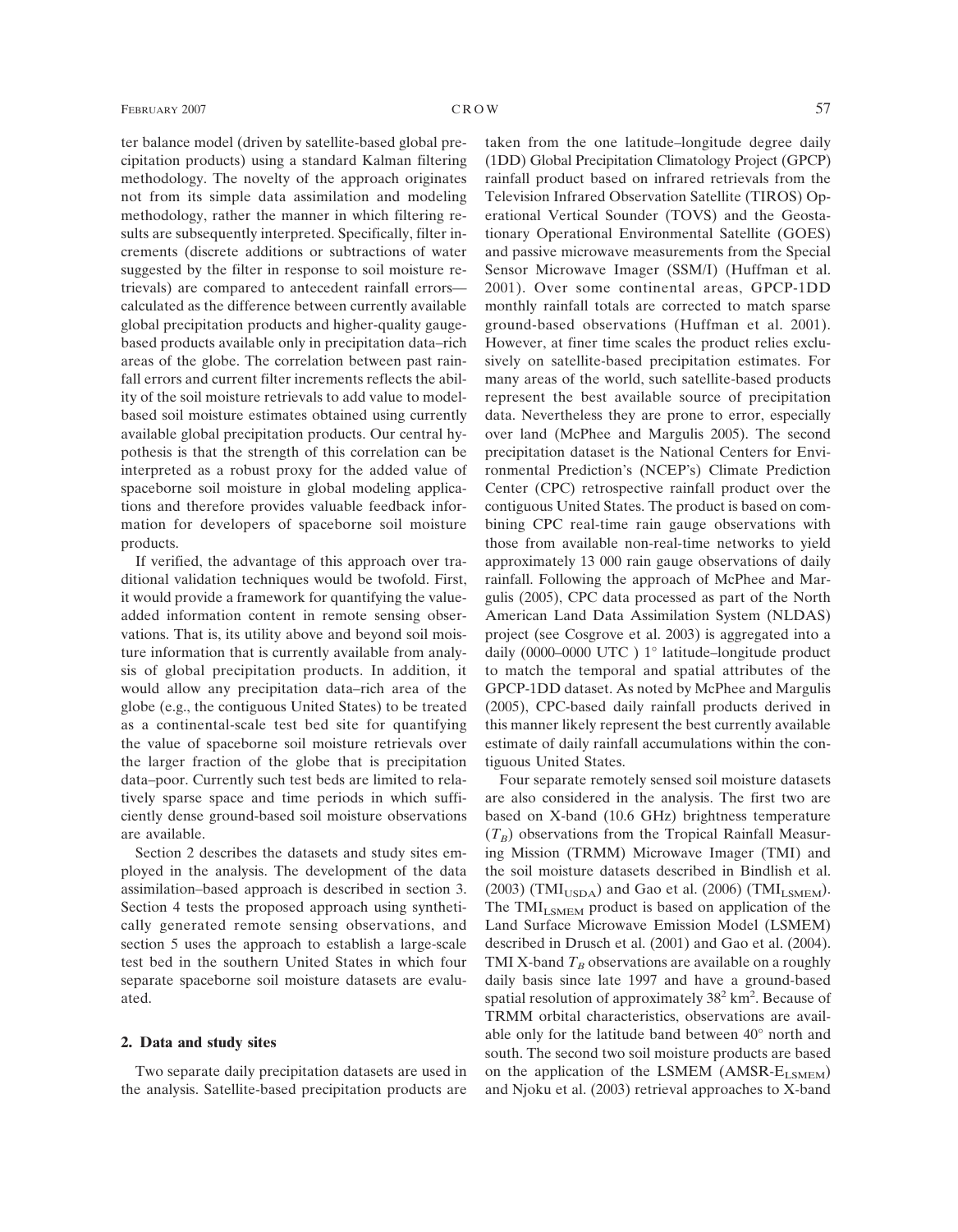ter balance model (driven by satellite-based global precipitation products) using a standard Kalman filtering methodology. The novelty of the approach originates not from its simple data assimilation and modeling methodology, rather the manner in which filtering results are subsequently interpreted. Specifically, filter increments (discrete additions or subtractions of water suggested by the filter in response to soil moisture retrievals) are compared to antecedent rainfall errors—calculated as the difference between currently available global precipitation products and higher-quality gauge-based products available only in precipitation data–rich areas of the globe. The correlation between past rainfall errors and current filter increments reflects the ability of the soil moisture retrievals to add value to model-based soil moisture estimates obtained using currently available global precipitation products. Our central hypothesis is that the strength of this correlation can be interpreted as a robust proxy for the added value of spaceborne soil moisture in global modeling applications and therefore provides valuable feedback information for developers of spaceborne soil moisture products.

If verified, the advantage of this approach over traditional validation techniques would be twofold. First, it would provide a framework for quantifying the value-added information content in remote sensing observations. That is, its utility above and beyond soil moisture information that is currently available from analysis of global precipitation products. In addition, it would allow any precipitation data–rich area of the globe (e.g., the contiguous United States) to be treated as a continental-scale test bed site for quantifying the value of spaceborne soil moisture retrievals over the larger fraction of the globe that is precipitation data–poor. Currently such test beds are limited to relatively sparse space and time periods in which sufficiently dense ground-based soil moisture observations are available.

Section 2 describes the datasets and study sites employed in the analysis. The development of the data assimilation–based approach is described in section 3. Section 4 tests the proposed approach using synthetically generated remote sensing observations, and section 5 uses the approach to establish a large-scale test bed in the southern United States in which four separate spaceborne soil moisture datasets are evaluated.

## 2. Data and study sites

Two separate daily precipitation datasets are used in the analysis. Satellite-based precipitation products are taken from the one latitude–longitude degree daily (1DD) Global Precipitation Climatology Project (GPCP) rainfall product based on infrared retrievals from the Television Infrared Observation Satellite (TIROS) Operational Vertical Sounder (TOVS) and the Geostationary Operational Environmental Satellite (GOES) and passive microwave measurements from the Special Sensor Microwave Imager (SSM/I) (Huffman et al. 2001). Over some continental areas, GPCP-1DD monthly rainfall totals are corrected to match sparse ground-based observations (Huffman et al. 2001). However, at finer time scales the product relies exclusively on satellite-based precipitation estimates. For many areas of the world, such satellite-based products represent the best available source of precipitation data. Nevertheless they are prone to error, especially over land (McPhee and Margulis 2005). The second precipitation dataset is the National Centers for Environmental Prediction's (NCEP's) Climate Prediction Center (CPC) retrospective rainfall product over the contiguous United States. The product is based on combining CPC real-time rain gauge observations with those from available non-real-time networks to yield approximately 13 000 rain gauge observations of daily rainfall. Following the approach of McPhee and Margulis (2005), CPC data processed as part of the North American Land Data Assimilation System (NLDAS) project (see Cosgrove et al. 2003) is aggregated into a daily (0000–0000 UTC ) 1° latitude–longitude product to match the temporal and spatial attributes of the GPCP-1DD dataset. As noted by McPhee and Margulis (2005), CPC-based daily rainfall products derived in this manner likely represent the best currently available estimate of daily rainfall accumulations within the contiguous United States.

Four separate remotely sensed soil moisture datasets are also considered in the analysis. The first two are based on X-band (10.6 GHz) brightness temperature ($T_B$) observations from the Tropical Rainfall Measuring Mission (TRMM) Microwave Imager (TMI) and the soil moisture datasets described in Bindlish et al. (2003) ($\text{TMI}_{\text{USDA}}$) and Gao et al. (2006) ($\text{TMI}_{\text{LSMEM}}$). The $\text{TMI}_{\text{LSMEM}}$ product is based on application of the Land Surface Microwave Emission Model (LSMEM) described in Drusch et al. (2001) and Gao et al. (2004). TMI X-band $T_B$ observations are available on a roughly daily basis since late 1997 and have a ground-based spatial resolution of approximately $38^2$ km$^2$. Because of TRMM orbital characteristics, observations are available only for the latitude band between 40° north and south. The second two soil moisture products are based on the application of the LSMEM ($\text{AMSR-E}_{\text{LSMEM}}$) and Njoku et al. (2003) retrieval approaches to X-band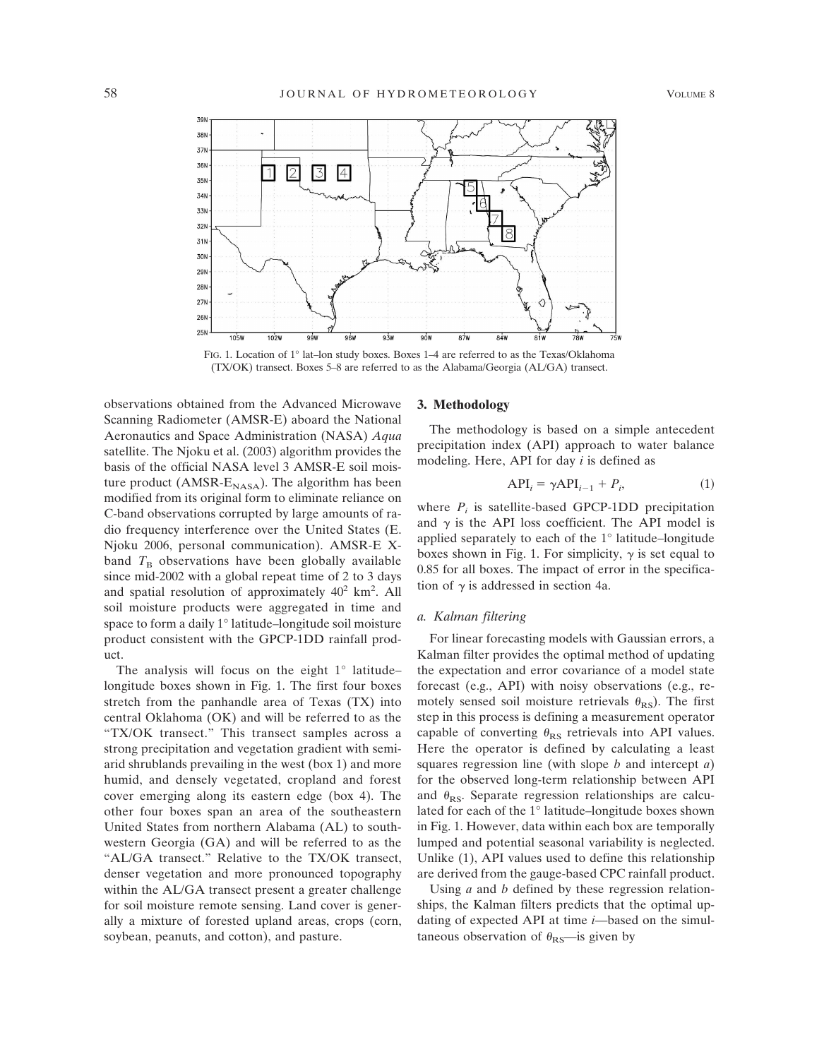FIG. 1. Location of 1° lat–lon study boxes. Boxes 1–4 are referred to as the Texas/Oklahoma (TX/OK) transect. Boxes 5–8 are referred to as the Alabama/Georgia (AL/GA) transect.

observations obtained from the Advanced Microwave Scanning Radiometer (AMSR-E) aboard the National Aeronautics and Space Administration (NASA) *Aqua* satellite. The Njoku et al. (2003) algorithm provides the basis of the official NASA level 3 AMSR-E soil moisture product (AMSR-$E_{NASA}$). The algorithm has been modified from its original form to eliminate reliance on C-band observations corrupted by large amounts of radio frequency interference over the United States (E. Njoku 2006, personal communication). AMSR-E X-band $T_B$ observations have been globally available since mid-2002 with a global repeat time of 2 to 3 days and spatial resolution of approximately $40^2$ km$^2$. All soil moisture products were aggregated in time and space to form a daily 1° latitude–longitude soil moisture product consistent with the GPCP-1DD rainfall product.

The analysis will focus on the eight 1° latitude–longitude boxes shown in Fig. 1. The first four boxes stretch from the panhandle area of Texas (TX) into central Oklahoma (OK) and will be referred to as the "TX/OK transect." This transect samples across a strong precipitation and vegetation gradient with semiarid shrublands prevailing in the west (box 1) and more humid, and densely vegetated, cropland and forest cover emerging along its eastern edge (box 4). The other four boxes span an area of the southeastern United States from northern Alabama (AL) to southwestern Georgia (GA) and will be referred to as the "AL/GA transect." Relative to the TX/OK transect, denser vegetation and more pronounced topography within the AL/GA transect present a greater challenge for soil moisture remote sensing. Land cover is generally a mixture of forested upland areas, crops (corn, soybean, peanuts, and cotton), and pasture.

## 3. Methodology

The methodology is based on a simple antecedent precipitation index (API) approach to water balance modeling. Here, API for day $i$ is defined as

$$\text{API}_i = \gamma \text{API}_{i-1} + P_i, \tag{1}$$

where $P_i$ is satellite-based GPCP-1DD precipitation and $\gamma$ is the API loss coefficient. The API model is applied separately to each of the 1° latitude–longitude boxes shown in Fig. 1. For simplicity, $\gamma$ is set equal to 0.85 for all boxes. The impact of error in the specification of $\gamma$ is addressed in section 4a.

### *a. Kalman filtering*

For linear forecasting models with Gaussian errors, a Kalman filter provides the optimal method of updating the expectation and error covariance of a model state forecast (e.g., API) with noisy observations (e.g., remotely sensed soil moisture retrievals $\theta_{RS}$). The first step in this process is defining a measurement operator capable of converting $\theta_{RS}$ retrievals into API values. Here the operator is defined by calculating a least squares regression line (with slope $b$ and intercept $a$) for the observed long-term relationship between API and $\theta_{RS}$. Separate regression relationships are calculated for each of the 1° latitude–longitude boxes shown in Fig. 1. However, data within each box are temporally lumped and potential seasonal variability is neglected. Unlike (1), API values used to define this relationship are derived from the gauge-based CPC rainfall product.

Using $a$ and $b$ defined by these regression relationships, the Kalman filters predicts that the optimal updating of expected API at time $i$—based on the simultaneous observation of $\theta_{RS}$—is given by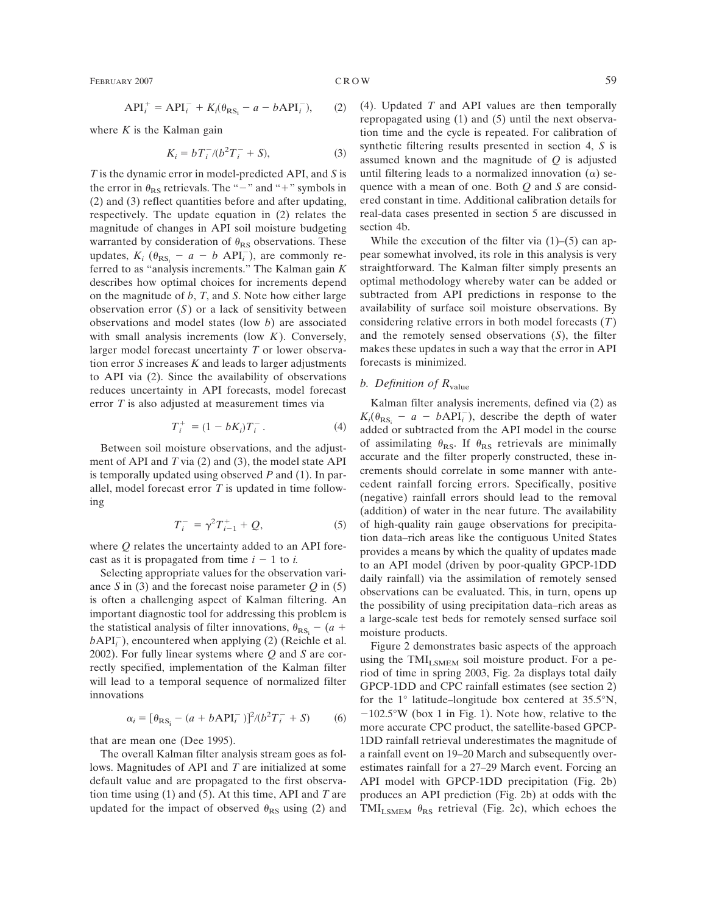$$\mathrm{API}_i^+ = \mathrm{API}_i^- + K_i(\theta_{\mathrm{RS}_i} - a - b\mathrm{API}_i^-), \tag{2}$$

where $K$ is the Kalman gain

$$K_i = bT_i^- / (b^2 T_i^- + S), \tag{3}$$

$T$ is the dynamic error in model-predicted API, and $S$ is the error in $\theta_{\mathrm{RS}}$ retrievals. The "$-$" and "$+$" symbols in (2) and (3) reflect quantities before and after updating, respectively. The update equation in (2) relates the magnitude of changes in API soil moisture budgeting warranted by consideration of $\theta_{\mathrm{RS}}$ observations. These updates, $K_i\ (\theta_{\mathrm{RS}_i} - a - b\ \mathrm{API}_i^-)$, are commonly referred to as "analysis increments." The Kalman gain $K$ describes how optimal choices for increments depend on the magnitude of $b$, $T$, and $S$. Note how either large observation error ($S$) or a lack of sensitivity between observations and model states (low $b$) are associated with small analysis increments (low $K$). Conversely, larger model forecast uncertainty $T$ or lower observation error $S$ increases $K$ and leads to larger adjustments to API via (2). Since the availability of observations reduces uncertainty in API forecasts, model forecast error $T$ is also adjusted at measurement times via

$$T_i^+ = (1 - bK_i)T_i^- . \tag{4}$$

Between soil moisture observations, and the adjustment of API and $T$ via (2) and (3), the model state API is temporally updated using observed $P$ and (1). In parallel, model forecast error $T$ is updated in time following

$$T_i^- = \gamma^2 T_{i-1}^+ + Q, \tag{5}$$

where $Q$ relates the uncertainty added to an API forecast as it is propagated from time $i - 1$ to $i$.

Selecting appropriate values for the observation variance $S$ in (3) and the forecast noise parameter $Q$ in (5) is often a challenging aspect of Kalman filtering. An important diagnostic tool for addressing this problem is the statistical analysis of filter innovations, $\theta_{\mathrm{RS}_i} - (a + b\mathrm{API}_i^-)$, encountered when applying (2) (Reichle et al. 2002). For fully linear systems where $Q$ and $S$ are correctly specified, implementation of the Kalman filter will lead to a temporal sequence of normalized filter innovations

$$\alpha_i = [\theta_{\mathrm{RS}_i} - (a + b\mathrm{API}_i^-)]^2 / (b^2 T_i^- + S) \tag{6}$$

that are mean one (Dee 1995).

The overall Kalman filter analysis stream goes as follows. Magnitudes of API and $T$ are initialized at some default value and are propagated to the first observation time using (1) and (5). At this time, API and $T$ are updated for the impact of observed $\theta_{\mathrm{RS}}$ using (2) and (4). Updated $T$ and API values are then temporally repropagated using (1) and (5) until the next observation time and the cycle is repeated. For calibration of synthetic filtering results presented in section 4, $S$ is assumed known and the magnitude of $Q$ is adjusted until filtering leads to a normalized innovation ($\alpha$) sequence with a mean of one. Both $Q$ and $S$ are considered constant in time. Additional calibration details for real-data cases presented in section 5 are discussed in section 4b.

While the execution of the filter via (1)–(5) can appear somewhat involved, its role in this analysis is very straightforward. The Kalman filter simply presents an optimal methodology whereby water can be added or subtracted from API predictions in response to the availability of surface soil moisture observations. By considering relative errors in both model forecasts ($T$) and the remotely sensed observations ($S$), the filter makes these updates in such a way that the error in API forecasts is minimized.

### *b. Definition of $R_{\mathrm{value}}$*

Kalman filter analysis increments, defined via (2) as $K_i(\theta_{\mathrm{RS}_i} - a - b\mathrm{API}_i^-)$, describe the depth of water added or subtracted from the API model in the course of assimilating $\theta_{\mathrm{RS}}$. If $\theta_{\mathrm{RS}}$ retrievals are minimally accurate and the filter properly constructed, these increments should correlate in some manner with antecedent rainfall forcing errors. Specifically, positive (negative) rainfall errors should lead to the removal (addition) of water in the near future. The availability of high-quality rain gauge observations for precipitation data–rich areas like the contiguous United States provides a means by which the quality of updates made to an API model (driven by poor-quality GPCP-1DD daily rainfall) via the assimilation of remotely sensed observations can be evaluated. This, in turn, opens up the possibility of using precipitation data–rich areas as a large-scale test beds for remotely sensed surface soil moisture products.

Figure 2 demonstrates basic aspects of the approach using the $\mathrm{TMI}_{\mathrm{LSMEM}}$ soil moisture product. For a period of time in spring 2003, Fig. 2a displays total daily GPCP-1DD and CPC rainfall estimates (see section 2) for the 1° latitude–longitude box centered at 35.5°N, −102.5°W (box 1 in Fig. 1). Note how, relative to the more accurate CPC product, the satellite-based GPCP-1DD rainfall retrieval underestimates the magnitude of a rainfall event on 19–20 March and subsequently overestimates rainfall for a 27–29 March event. Forcing an API model with GPCP-1DD precipitation (Fig. 2b) produces an API prediction (Fig. 2b) at odds with the $\mathrm{TMI}_{\mathrm{LSMEM}}$ $\theta_{\mathrm{RS}}$ retrieval (Fig. 2c), which echoes the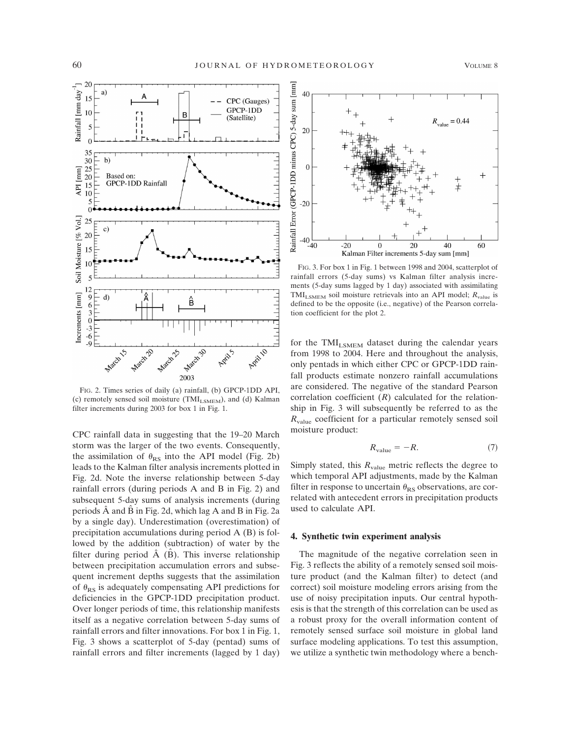FIG. 2. Times series of daily (a) rainfall, (b) GPCP-1DD API, (c) remotely sensed soil moisture ($TMI_{LSMEM}$), and (d) Kalman filter increments during 2003 for box 1 in Fig. 1.

FIG. 3. For box 1 in Fig. 1 between 1998 and 2004, scatterplot of rainfall errors (5-day sums) vs Kalman filter analysis increments (5-day sums lagged by 1 day) associated with assimilating $TMI_{LSMEM}$ soil moisture retrievals into an API model; $R_{value}$ is defined to be the opposite (i.e., negative) of the Pearson correlation coefficient for the plot 2.

CPC rainfall data in suggesting that the 19–20 March storm was the larger of the two events. Consequently, the assimilation of $\theta_{RS}$ into the API model (Fig. 2b) leads to the Kalman filter analysis increments plotted in Fig. 2d. Note the inverse relationship between 5-day rainfall errors (during periods A and B in Fig. 2) and subsequent 5-day sums of analysis increments (during periods $\hat{A}$ and $\hat{B}$ in Fig. 2d, which lag A and B in Fig. 2a by a single day). Underestimation (overestimation) of precipitation accumulations during period A (B) is followed by the addition (subtraction) of water by the filter during period $\hat{A}$ ($\hat{B}$). This inverse relationship between precipitation accumulation errors and subsequent increment depths suggests that the assimilation of $\theta_{RS}$ is adequately compensating API predictions for deficiencies in the GPCP-1DD precipitation product. Over longer periods of time, this relationship manifests itself as a negative correlation between 5-day sums of rainfall errors and filter innovations. For box 1 in Fig. 1, Fig. 3 shows a scatterplot of 5-day (pentad) sums of rainfall errors and filter increments (lagged by 1 day) for the $TMI_{LSMEM}$ dataset during the calendar years from 1998 to 2004. Here and throughout the analysis, only pentads in which either CPC or GPCP-1DD rainfall products estimate nonzero rainfall accumulations are considered. The negative of the standard Pearson correlation coefficient ($R$) calculated for the relationship in Fig. 3 will subsequently be referred to as the $R_{value}$ coefficient for a particular remotely sensed soil moisture product:

$$R_{value} = -R. \tag{7}$$

Simply stated, this $R_{value}$ metric reflects the degree to which temporal API adjustments, made by the Kalman filter in response to uncertain $\theta_{RS}$ observations, are correlated with antecedent errors in precipitation products used to calculate API.

## 4. Synthetic twin experiment analysis

The magnitude of the negative correlation seen in Fig. 3 reflects the ability of a remotely sensed soil moisture product (and the Kalman filter) to detect (and correct) soil moisture modeling errors arising from the use of noisy precipitation inputs. Our central hypothesis is that the strength of this correlation can be used as a robust proxy for the overall information content of remotely sensed surface soil moisture in global land surface modeling applications. To test this assumption, we utilize a synthetic twin methodology where a bench-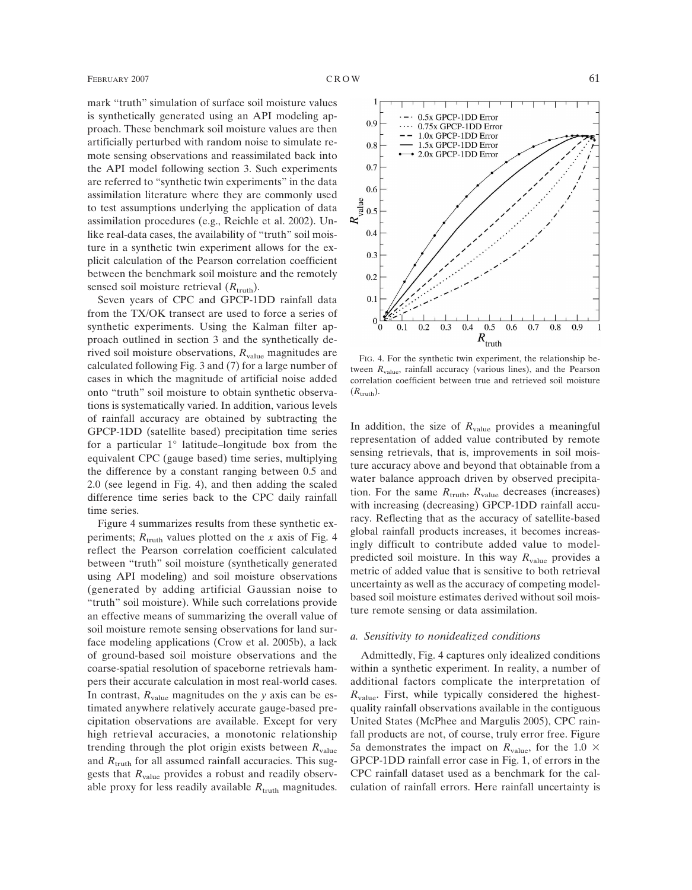mark "truth" simulation of surface soil moisture values is synthetically generated using an API modeling approach. These benchmark soil moisture values are then artificially perturbed with random noise to simulate remote sensing observations and reassimilated back into the API model following section 3. Such experiments are referred to "synthetic twin experiments" in the data assimilation literature where they are commonly used to test assumptions underlying the application of data assimilation procedures (e.g., Reichle et al. 2002). Unlike real-data cases, the availability of "truth" soil moisture in a synthetic twin experiment allows for the explicit calculation of the Pearson correlation coefficient between the benchmark soil moisture and the remotely sensed soil moisture retrieval ($R_{\mathrm{truth}}$).

Seven years of CPC and GPCP-1DD rainfall data from the TX/OK transect are used to force a series of synthetic experiments. Using the Kalman filter approach outlined in section 3 and the synthetically derived soil moisture observations, $R_{\mathrm{value}}$ magnitudes are calculated following Fig. 3 and (7) for a large number of cases in which the magnitude of artificial noise added onto "truth" soil moisture to obtain synthetic observations is systematically varied. In addition, various levels of rainfall accuracy are obtained by subtracting the GPCP-1DD (satellite based) precipitation time series for a particular 1° latitude–longitude box from the equivalent CPC (gauge based) time series, multiplying the difference by a constant ranging between 0.5 and 2.0 (see legend in Fig. 4), and then adding the scaled difference time series back to the CPC daily rainfall time series.

Figure 4 summarizes results from these synthetic experiments; $R_{\mathrm{truth}}$ values plotted on the *x* axis of Fig. 4 reflect the Pearson correlation coefficient calculated between "truth" soil moisture (synthetically generated using API modeling) and soil moisture observations (generated by adding artificial Gaussian noise to "truth" soil moisture). While such correlations provide an effective means of summarizing the overall value of soil moisture remote sensing observations for land surface modeling applications (Crow et al. 2005b), a lack of ground-based soil moisture observations and the coarse-spatial resolution of spaceborne retrievals hampers their accurate calculation in most real-world cases. In contrast, $R_{\mathrm{value}}$ magnitudes on the *y* axis can be estimated anywhere relatively accurate gauge-based precipitation observations are available. Except for very high retrieval accuracies, a monotonic relationship trending through the plot origin exists between $R_{\mathrm{value}}$ and $R_{\mathrm{truth}}$ for all assumed rainfall accuracies. This suggests that $R_{\mathrm{value}}$ provides a robust and readily observable proxy for less readily available $R_{\mathrm{truth}}$ magnitudes.

FIG. 4. For the synthetic twin experiment, the relationship between $R_{\mathrm{value}}$, rainfall accuracy (various lines), and the Pearson correlation coefficient between true and retrieved soil moisture ($R_{\mathrm{truth}}$).

In addition, the size of $R_{\mathrm{value}}$ provides a meaningful representation of added value contributed by remote sensing retrievals, that is, improvements in soil moisture accuracy above and beyond that obtainable from a water balance approach driven by observed precipitation. For the same $R_{\mathrm{truth}}$, $R_{\mathrm{value}}$ decreases (increases) with increasing (decreasing) GPCP-1DD rainfall accuracy. Reflecting that as the accuracy of satellite-based global rainfall products increases, it becomes increasingly difficult to contribute added value to model-predicted soil moisture. In this way $R_{\mathrm{value}}$ provides a metric of added value that is sensitive to both retrieval uncertainty as well as the accuracy of competing model-based soil moisture estimates derived without soil moisture remote sensing or data assimilation.

### *a. Sensitivity to nonidealized conditions*

Admittedly, Fig. 4 captures only idealized conditions within a synthetic experiment. In reality, a number of additional factors complicate the interpretation of $R_{\mathrm{value}}$. First, while typically considered the highest-quality rainfall observations available in the contiguous United States (McPhee and Margulis 2005), CPC rainfall products are not, of course, truly error free. Figure 5a demonstrates the impact on $R_{\mathrm{value}}$, for the 1.0 × GPCP-1DD rainfall error case in Fig. 1, of errors in the CPC rainfall dataset used as a benchmark for the calculation of rainfall errors. Here rainfall uncertainty is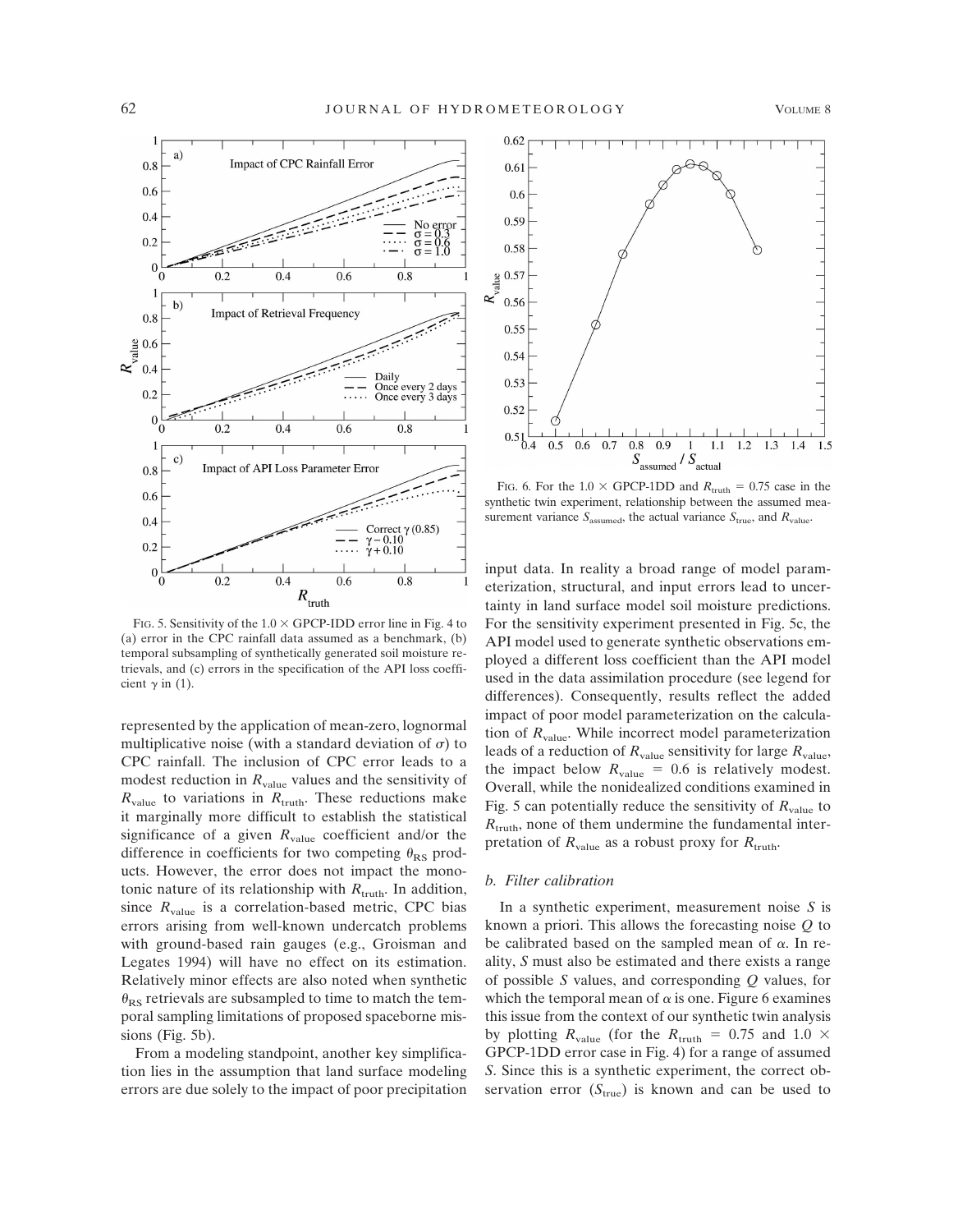FIG. 5. Sensitivity of the $1.0 \times$ GPCP-1DD error line in Fig. 4 to (a) error in the CPC rainfall data assumed as a benchmark, (b) temporal subsampling of synthetically generated soil moisture retrievals, and (c) errors in the specification of the API loss coefficient $\gamma$ in (1).

represented by the application of mean-zero, lognormal multiplicative noise (with a standard deviation of $\sigma$) to CPC rainfall. The inclusion of CPC error leads to a modest reduction in $R_{value}$ values and the sensitivity of $R_{value}$ to variations in $R_{truth}$. These reductions make it marginally more difficult to establish the statistical significance of a given $R_{value}$ coefficient and/or the difference in coefficients for two competing $\theta_{RS}$ products. However, the error does not impact the monotonic nature of its relationship with $R_{truth}$. In addition, since $R_{value}$ is a correlation-based metric, CPC bias errors arising from well-known undercatch problems with ground-based rain gauges (e.g., Groisman and Legates 1994) will have no effect on its estimation. Relatively minor effects are also noted when synthetic $\theta_{RS}$ retrievals are subsampled to time to match the temporal sampling limitations of proposed spaceborne missions (Fig. 5b).

From a modeling standpoint, another key simplification lies in the assumption that land surface modeling errors are due solely to the impact of poor precipitation input data. In reality a broad range of model parameterization, structural, and input errors lead to uncertainty in land surface model soil moisture predictions. For the sensitivity experiment presented in Fig. 5c, the API model used to generate synthetic observations employed a different loss coefficient than the API model used in the data assimilation procedure (see legend for differences). Consequently, results reflect the added impact of poor model parameterization on the calculation of $R_{value}$. While incorrect model parameterization leads of a reduction of $R_{value}$ sensitivity for large $R_{value}$, the impact below $R_{value} = 0.6$ is relatively modest. Overall, while the nonidealized conditions examined in Fig. 5 can potentially reduce the sensitivity of $R_{value}$ to $R_{truth}$, none of them undermine the fundamental interpretation of $R_{value}$ as a robust proxy for $R_{truth}$.

FIG. 6. For the $1.0 \times$ GPCP-1DD and $R_{truth} = 0.75$ case in the synthetic twin experiment, relationship between the assumed measurement variance $S_{assumed}$, the actual variance $S_{true}$, and $R_{value}$.

### b. Filter calibration

In a synthetic experiment, measurement noise $S$ is known a priori. This allows the forecasting noise $Q$ to be calibrated based on the sampled mean of $\alpha$. In reality, $S$ must also be estimated and there exists a range of possible $S$ values, and corresponding $Q$ values, for which the temporal mean of $\alpha$ is one. Figure 6 examines this issue from the context of our synthetic twin analysis by plotting $R_{value}$ (for the $R_{truth} = 0.75$ and $1.0 \times$ GPCP-1DD error case in Fig. 4) for a range of assumed $S$. Since this is a synthetic experiment, the correct observation error ($S_{true}$) is known and can be used to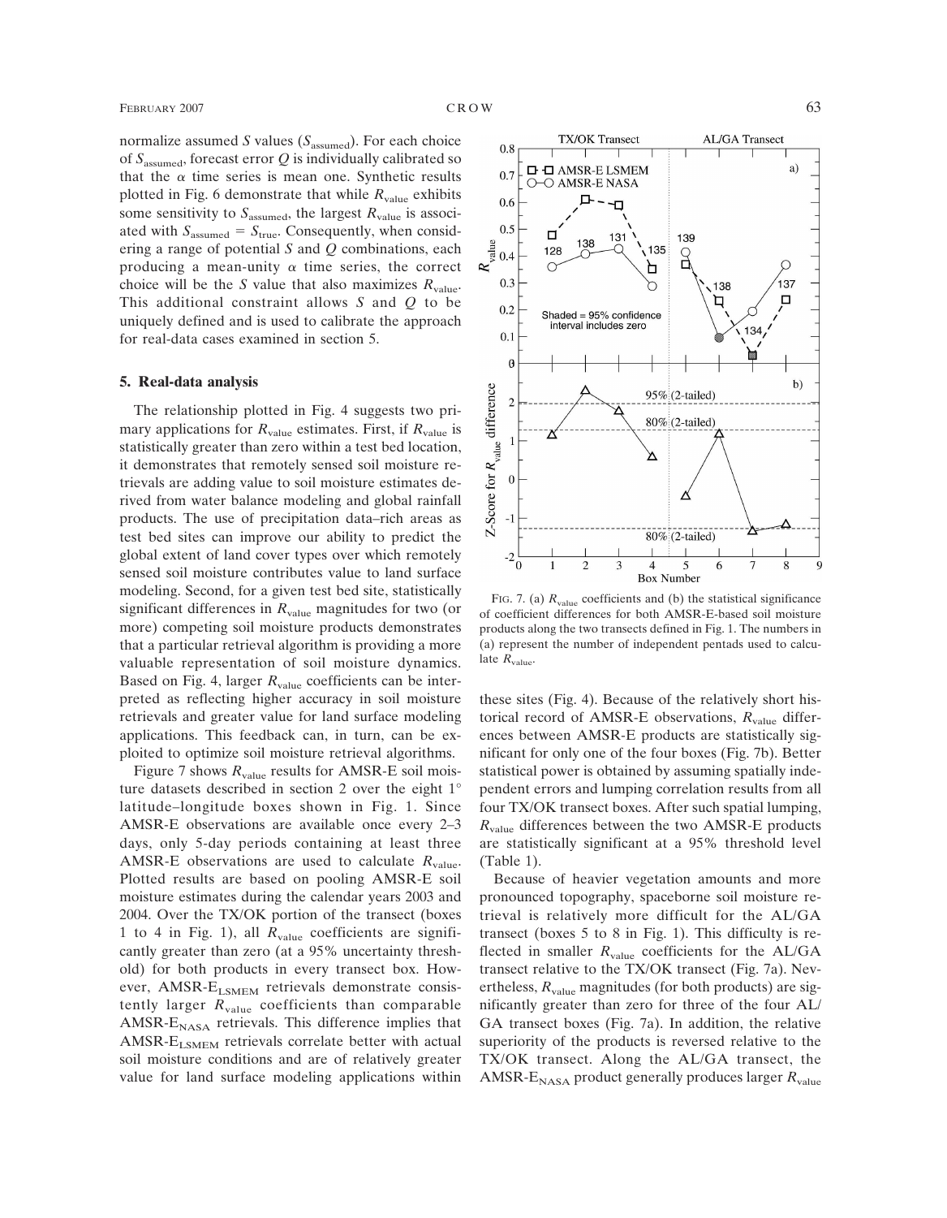normalize assumed $S$ values ($S_{assumed}$). For each choice of $S_{assumed}$, forecast error $Q$ is individually calibrated so that the $\alpha$ time series is mean one. Synthetic results plotted in Fig. 6 demonstrate that while $R_{value}$ exhibits some sensitivity to $S_{assumed}$, the largest $R_{value}$ is associated with $S_{assumed} = S_{true}$. Consequently, when considering a range of potential $S$ and $Q$ combinations, each producing a mean-unity $\alpha$ time series, the correct choice will be the $S$ value that also maximizes $R_{value}$. This additional constraint allows $S$ and $Q$ to be uniquely defined and is used to calibrate the approach for real-data cases examined in section 5.

## 5. Real-data analysis

The relationship plotted in Fig. 4 suggests two primary applications for $R_{value}$ estimates. First, if $R_{value}$ is statistically greater than zero within a test bed location, it demonstrates that remotely sensed soil moisture retrievals are adding value to soil moisture estimates derived from water balance modeling and global rainfall products. The use of precipitation data–rich areas as test bed sites can improve our ability to predict the global extent of land cover types over which remotely sensed soil moisture contributes value to land surface modeling. Second, for a given test bed site, statistically significant differences in $R_{value}$ magnitudes for two (or more) competing soil moisture products demonstrates that a particular retrieval algorithm is providing a more valuable representation of soil moisture dynamics. Based on Fig. 4, larger $R_{value}$ coefficients can be interpreted as reflecting higher accuracy in soil moisture retrievals and greater value for land surface modeling applications. This feedback can, in turn, can be exploited to optimize soil moisture retrieval algorithms.

Figure 7 shows $R_{value}$ results for AMSR-E soil moisture datasets described in section 2 over the eight 1° latitude–longitude boxes shown in Fig. 1. Since AMSR-E observations are available once every 2–3 days, only 5-day periods containing at least three AMSR-E observations are used to calculate $R_{value}$. Plotted results are based on pooling AMSR-E soil moisture estimates during the calendar years 2003 and 2004. Over the TX/OK portion of the transect (boxes 1 to 4 in Fig. 1), all $R_{value}$ coefficients are significantly greater than zero (at a 95% uncertainty threshold) for both products in every transect box. However, AMSR-E$_{LSMEM}$ retrievals demonstrate consistently larger $R_{value}$ coefficients than comparable AMSR-E$_{NASA}$ retrievals. This difference implies that AMSR-E$_{LSMEM}$ retrievals correlate better with actual soil moisture conditions and are of relatively greater value for land surface modeling applications within these sites (Fig. 4). Because of the relatively short historical record of AMSR-E observations, $R_{value}$ differences between AMSR-E products are statistically significant for only one of the four boxes (Fig. 7b). Better statistical power is obtained by assuming spatially independent errors and lumping correlation results from all four TX/OK transect boxes. After such spatial lumping, $R_{value}$ differences between the two AMSR-E products are statistically significant at a 95% threshold level (Table 1).

FIG. 7. (a) $R_{value}$ coefficients and (b) the statistical significance of coefficient differences for both AMSR-E-based soil moisture products along the two transects defined in Fig. 1. The numbers in (a) represent the number of independent pentads used to calculate $R_{value}$.

Because of heavier vegetation amounts and more pronounced topography, spaceborne soil moisture retrieval is relatively more difficult for the AL/GA transect (boxes 5 to 8 in Fig. 1). This difficulty is reflected in smaller $R_{value}$ coefficients for the AL/GA transect relative to the TX/OK transect (Fig. 7a). Nevertheless, $R_{value}$ magnitudes (for both products) are significantly greater than zero for three of the four AL/GA transect boxes (Fig. 7a). In addition, the relative superiority of the products is reversed relative to the TX/OK transect. Along the AL/GA transect, the AMSR-E$_{NASA}$ product generally produces larger $R_{value}$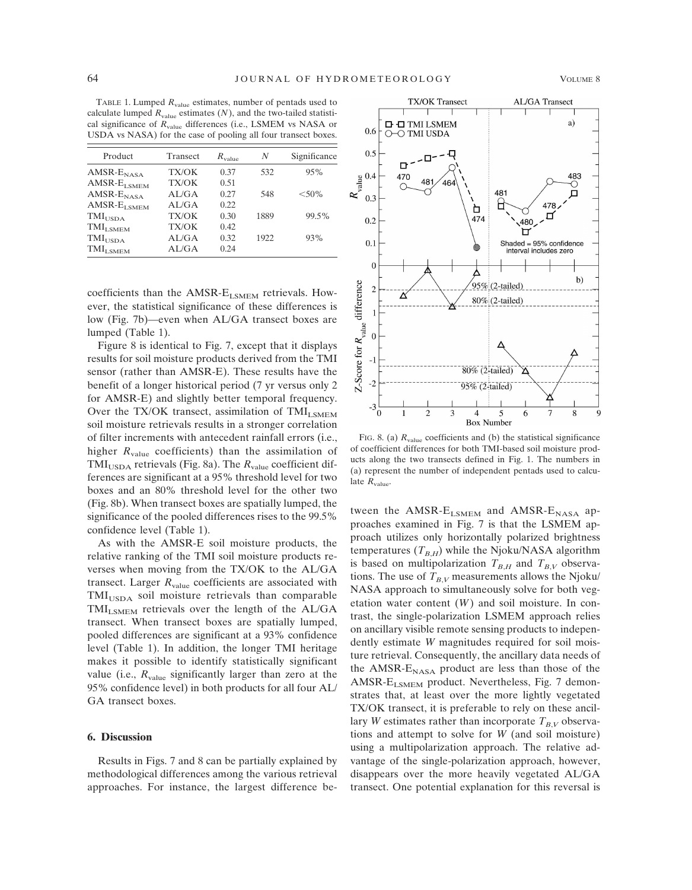TABLE 1. Lumped $R_{value}$ estimates, number of pentads used to calculate lumped $R_{value}$ estimates ($N$), and the two-tailed statistical significance of $R_{value}$ differences (i.e., LSMEM vs NASA or USDA vs NASA) for the case of pooling all four transect boxes.

| Product | Transect | $R_{value}$ | $N$ | Significance |
|---|---|---|---|---|
| AMSR-$E_{NASA}$ | TX/OK | 0.37 | 532 | 95% |
| AMSR-$E_{LSMEM}$ | TX/OK | 0.51 | | |
| AMSR-$E_{NASA}$ | AL/GA | 0.27 | 548 | <50% |
| AMSR-$E_{LSMEM}$ | AL/GA | 0.22 | | |
| $TMI_{USDA}$ | TX/OK | 0.30 | 1889 | 99.5% |
| $TMI_{LSMEM}$ | TX/OK | 0.42 | | |
| $TMI_{USDA}$ | AL/GA | 0.32 | 1922 | 93% |
| $TMI_{LSMEM}$ | AL/GA | 0.24 | | |

coefficients than the AMSR-$E_{LSMEM}$ retrievals. However, the statistical significance of these differences is low (Fig. 7b)—even when AL/GA transect boxes are lumped (Table 1).

Figure 8 is identical to Fig. 7, except that it displays results for soil moisture products derived from the TMI sensor (rather than AMSR-E). These results have the benefit of a longer historical period (7 yr versus only 2 for AMSR-E) and slightly better temporal frequency. Over the TX/OK transect, assimilation of $TMI_{LSMEM}$ soil moisture retrievals results in a stronger correlation of filter increments with antecedent rainfall errors (i.e., higher $R_{value}$ coefficients) than the assimilation of $TMI_{USDA}$ retrievals (Fig. 8a). The $R_{value}$ coefficient differences are significant at a 95% threshold level for two boxes and an 80% threshold level for the other two (Fig. 8b). When transect boxes are spatially lumped, the significance of the pooled differences rises to the 99.5% confidence level (Table 1).

As with the AMSR-E soil moisture products, the relative ranking of the TMI soil moisture products reverses when moving from the TX/OK to the AL/GA transect. Larger $R_{value}$ coefficients are associated with $TMI_{USDA}$ soil moisture retrievals than comparable $TMI_{LSMEM}$ retrievals over the length of the AL/GA transect. When transect boxes are spatially lumped, pooled differences are significant at a 93% confidence level (Table 1). In addition, the longer TMI heritage makes it possible to identify statistically significant value (i.e., $R_{value}$ significantly larger than zero at the 95% confidence level) in both products for all four AL/GA transect boxes.

FIG. 8. (a) $R_{value}$ coefficients and (b) the statistical significance of coefficient differences for both TMI-based soil moisture products along the two transects defined in Fig. 1. The numbers in (a) represent the number of independent pentads used to calculate $R_{value}$.

## 6. Discussion

Results in Figs. 7 and 8 can be partially explained by methodological differences among the various retrieval approaches. For instance, the largest difference between the AMSR-$E_{LSMEM}$ and AMSR-$E_{NASA}$ approaches examined in Fig. 7 is that the LSMEM approach utilizes only horizontally polarized brightness temperatures ($T_{B,H}$) while the Njoku/NASA algorithm is based on multipolarization $T_{B,H}$ and $T_{B,V}$ observations. The use of $T_{B,V}$ measurements allows the Njoku/NASA approach to simultaneously solve for both vegetation water content ($W$) and soil moisture. In contrast, the single-polarization LSMEM approach relies on ancillary visible remote sensing products to independently estimate $W$ magnitudes required for soil moisture retrieval. Consequently, the ancillary data needs of the AMSR-$E_{NASA}$ product are less than those of the AMSR-$E_{LSMEM}$ product. Nevertheless, Fig. 7 demonstrates that, at least over the more lightly vegetated TX/OK transect, it is preferable to rely on these ancillary $W$ estimates rather than incorporate $T_{B,V}$ observations and attempt to solve for $W$ (and soil moisture) using a multipolarization approach. The relative advantage of the single-polarization approach, however, disappears over the more heavily vegetated AL/GA transect. One potential explanation for this reversal is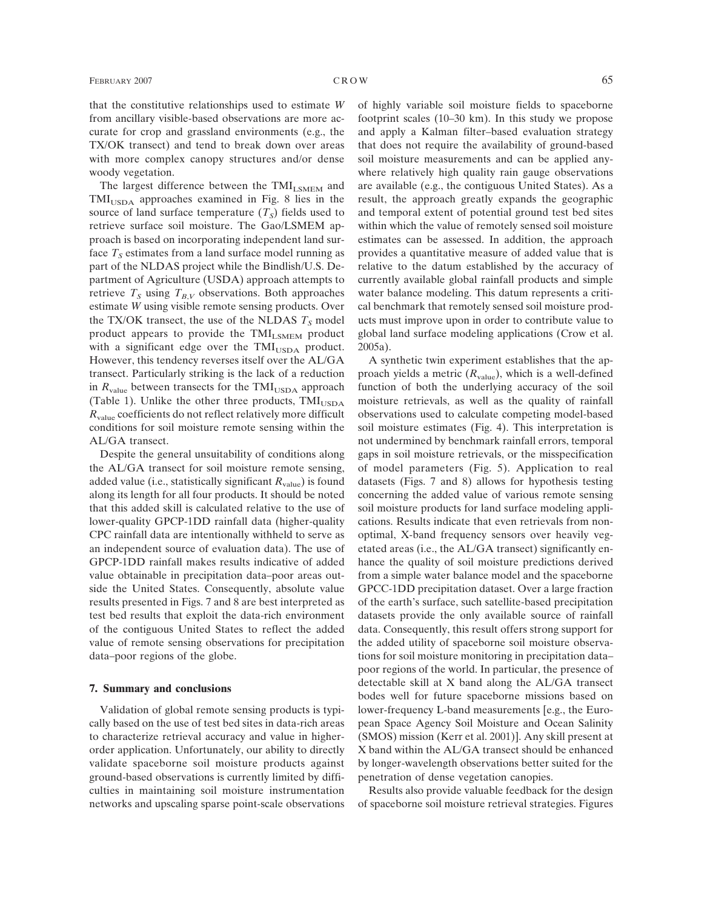that the constitutive relationships used to estimate $W$ from ancillary visible-based observations are more accurate for crop and grassland environments (e.g., the TX/OK transect) and tend to break down over areas with more complex canopy structures and/or dense woody vegetation.

The largest difference between the $\mathrm{TMI_{LSMEM}}$ and $\mathrm{TMI_{USDA}}$ approaches examined in Fig. 8 lies in the source of land surface temperature ($T_S$) fields used to retrieve surface soil moisture. The Gao/LSMEM approach is based on incorporating independent land surface $T_S$ estimates from a land surface model running as part of the NLDAS project while the Bindlish/U.S. Department of Agriculture (USDA) approach attempts to retrieve $T_S$ using $T_{B,V}$ observations. Both approaches estimate $W$ using visible remote sensing products. Over the TX/OK transect, the use of the NLDAS $T_S$ model product appears to provide the $\mathrm{TMI_{LSMEM}}$ product with a significant edge over the $\mathrm{TMI_{USDA}}$ product. However, this tendency reverses itself over the AL/GA transect. Particularly striking is the lack of a reduction in $R_{\mathrm{value}}$ between transects for the $\mathrm{TMI_{USDA}}$ approach (Table 1). Unlike the other three products, $\mathrm{TMI_{USDA}}$ $R_{\mathrm{value}}$ coefficients do not reflect relatively more difficult conditions for soil moisture remote sensing within the AL/GA transect.

Despite the general unsuitability of conditions along the AL/GA transect for soil moisture remote sensing, added value (i.e., statistically significant $R_{\mathrm{value}}$) is found along its length for all four products. It should be noted that this added skill is calculated relative to the use of lower-quality GPCP-1DD rainfall data (higher-quality CPC rainfall data are intentionally withheld to serve as an independent source of evaluation data). The use of GPCP-1DD rainfall makes results indicative of added value obtainable in precipitation data–poor areas outside the United States. Consequently, absolute value results presented in Figs. 7 and 8 are best interpreted as test bed results that exploit the data-rich environment of the contiguous United States to reflect the added value of remote sensing observations for precipitation data–poor regions of the globe.

## 7. Summary and conclusions

Validation of global remote sensing products is typically based on the use of test bed sites in data-rich areas to characterize retrieval accuracy and value in higher-order application. Unfortunately, our ability to directly validate spaceborne soil moisture products against ground-based observations is currently limited by difficulties in maintaining soil moisture instrumentation networks and upscaling sparse point-scale observations of highly variable soil moisture fields to spaceborne footprint scales (10–30 km). In this study we propose and apply a Kalman filter–based evaluation strategy that does not require the availability of ground-based soil moisture measurements and can be applied anywhere relatively high quality rain gauge observations are available (e.g., the contiguous United States). As a result, the approach greatly expands the geographic and temporal extent of potential ground test bed sites within which the value of remotely sensed soil moisture estimates can be assessed. In addition, the approach provides a quantitative measure of added value that is relative to the datum established by the accuracy of currently available global rainfall products and simple water balance modeling. This datum represents a critical benchmark that remotely sensed soil moisture products must improve upon in order to contribute value to global land surface modeling applications (Crow et al. 2005a).

A synthetic twin experiment establishes that the approach yields a metric ($R_{\mathrm{value}}$), which is a well-defined function of both the underlying accuracy of the soil moisture retrievals, as well as the quality of rainfall observations used to calculate competing model-based soil moisture estimates (Fig. 4). This interpretation is not undermined by benchmark rainfall errors, temporal gaps in soil moisture retrievals, or the misspecification of model parameters (Fig. 5). Application to real datasets (Figs. 7 and 8) allows for hypothesis testing concerning the added value of various remote sensing soil moisture products for land surface modeling applications. Results indicate that even retrievals from nonoptimal, X-band frequency sensors over heavily vegetated areas (i.e., the AL/GA transect) significantly enhance the quality of soil moisture predictions derived from a simple water balance model and the spaceborne GPCC-1DD precipitation dataset. Over a large fraction of the earth's surface, such satellite-based precipitation datasets provide the only available source of rainfall data. Consequently, this result offers strong support for the added utility of spaceborne soil moisture observations for soil moisture monitoring in precipitation data–poor regions of the world. In particular, the presence of detectable skill at X band along the AL/GA transect bodes well for future spaceborne missions based on lower-frequency L-band measurements [e.g., the European Space Agency Soil Moisture and Ocean Salinity (SMOS) mission (Kerr et al. 2001)]. Any skill present at X band within the AL/GA transect should be enhanced by longer-wavelength observations better suited for the penetration of dense vegetation canopies.

Results also provide valuable feedback for the design of spaceborne soil moisture retrieval strategies. Figures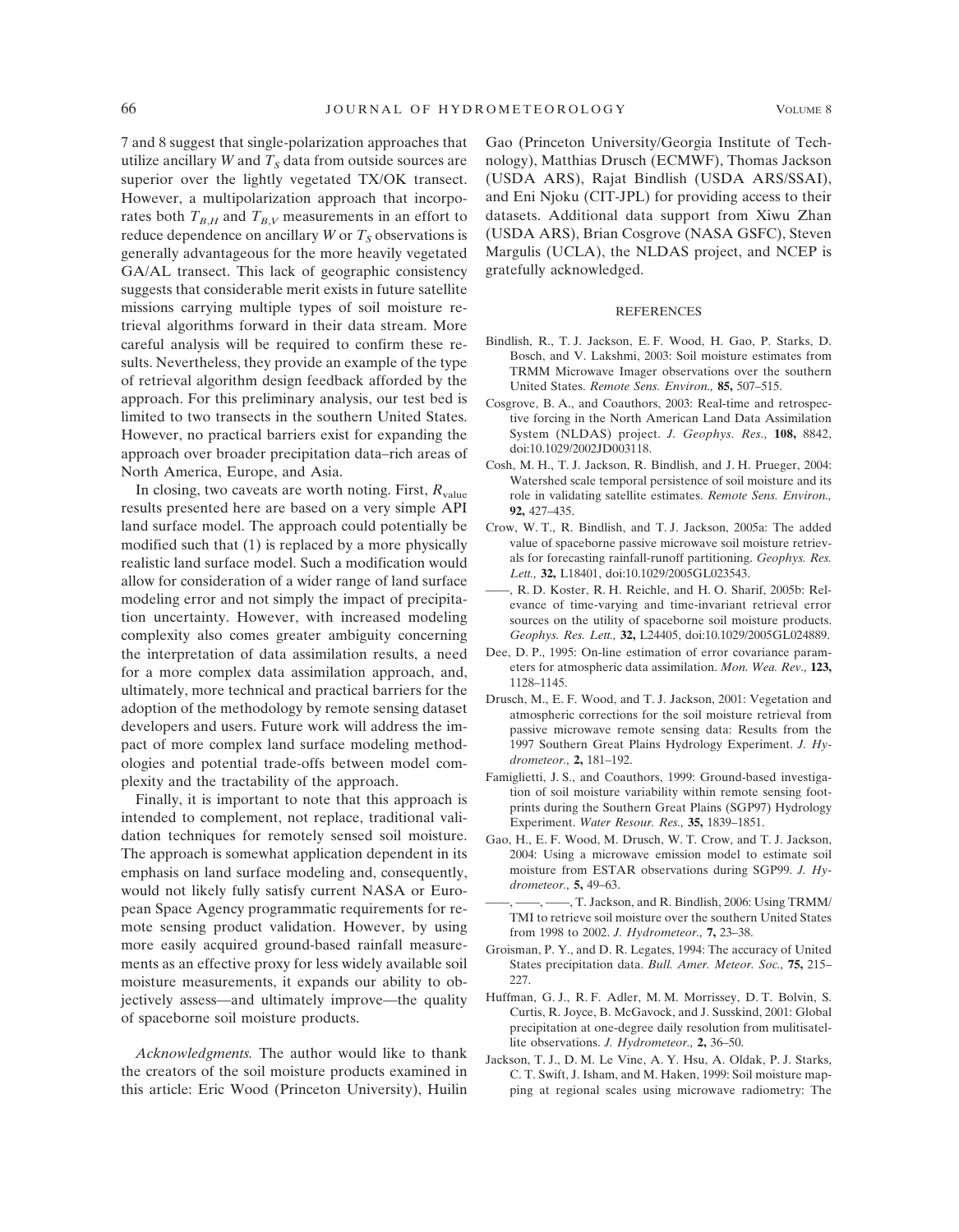7 and 8 suggest that single-polarization approaches that utilize ancillary $W$ and $T_S$ data from outside sources are superior over the lightly vegetated TX/OK transect. However, a multipolarization approach that incorporates both $T_{B,H}$ and $T_{B,V}$ measurements in an effort to reduce dependence on ancillary $W$ or $T_S$ observations is generally advantageous for the more heavily vegetated GA/AL transect. This lack of geographic consistency suggests that considerable merit exists in future satellite missions carrying multiple types of soil moisture retrieval algorithms forward in their data stream. More careful analysis will be required to confirm these results. Nevertheless, they provide an example of the type of retrieval algorithm design feedback afforded by the approach. For this preliminary analysis, our test bed is limited to two transects in the southern United States. However, no practical barriers exist for expanding the approach over broader precipitation data–rich areas of North America, Europe, and Asia.

In closing, two caveats are worth noting. First, $R_{\text{value}}$ results presented here are based on a very simple API land surface model. The approach could potentially be modified such that (1) is replaced by a more physically realistic land surface model. Such a modification would allow for consideration of a wider range of land surface modeling error and not simply the impact of precipitation uncertainty. However, with increased modeling complexity also comes greater ambiguity concerning the interpretation of data assimilation results, a need for a more complex data assimilation approach, and, ultimately, more technical and practical barriers for the adoption of the methodology by remote sensing dataset developers and users. Future work will address the impact of more complex land surface modeling methodologies and potential trade-offs between model complexity and the tractability of the approach.

Finally, it is important to note that this approach is intended to complement, not replace, traditional validation techniques for remotely sensed soil moisture. The approach is somewhat application dependent in its emphasis on land surface modeling and, consequently, would not likely fully satisfy current NASA or European Space Agency programmatic requirements for remote sensing product validation. However, by using more easily acquired ground-based rainfall measurements as an effective proxy for less widely available soil moisture measurements, it expands our ability to objectively assess—and ultimately improve—the quality of spaceborne soil moisture products.

*Acknowledgments.* The author would like to thank the creators of the soil moisture products examined in this article: Eric Wood (Princeton University), Huilin Gao (Princeton University/Georgia Institute of Technology), Matthias Drusch (ECMWF), Thomas Jackson (USDA ARS), Rajat Bindlish (USDA ARS/SSAI), and Eni Njoku (CIT-JPL) for providing access to their datasets. Additional data support from Xiwu Zhan (USDA ARS), Brian Cosgrove (NASA GSFC), Steven Margulis (UCLA), the NLDAS project, and NCEP is gratefully acknowledged.

## REFERENCES

Bindlish, R., T. J. Jackson, E. F. Wood, H. Gao, P. Starks, D. Bosch, and V. Lakshmi, 2003: Soil moisture estimates from TRMM Microwave Imager observations over the southern United States. *Remote Sens. Environ.,* **85,** 507–515.

Cosgrove, B. A., and Coauthors, 2003: Real-time and retrospective forcing in the North American Land Data Assimilation System (NLDAS) project. *J. Geophys. Res.,* **108,** 8842, doi:10.1029/2002JD003118.

Cosh, M. H., T. J. Jackson, R. Bindlish, and J. H. Prueger, 2004: Watershed scale temporal persistence of soil moisture and its role in validating satellite estimates. *Remote Sens. Environ.,* **92,** 427–435.

Crow, W. T., R. Bindlish, and T. J. Jackson, 2005a: The added value of spaceborne passive microwave soil moisture retrievals for forecasting rainfall-runoff partitioning. *Geophys. Res. Lett.,* **32,** L18401, doi:10.1029/2005GL023543.

——, R. D. Koster, R. H. Reichle, and H. O. Sharif, 2005b: Relevance of time-varying and time-invariant retrieval error sources on the utility of spaceborne soil moisture products. *Geophys. Res. Lett.,* **32,** L24405, doi:10.1029/2005GL024889.

Dee, D. P., 1995: On-line estimation of error covariance parameters for atmospheric data assimilation. *Mon. Wea. Rev.,* **123,** 1128–1145.

Drusch, M., E. F. Wood, and T. J. Jackson, 2001: Vegetation and atmospheric corrections for the soil moisture retrieval from passive microwave remote sensing data: Results from the 1997 Southern Great Plains Hydrology Experiment. *J. Hydrometeor.,* **2,** 181–192.

Famiglietti, J. S., and Coauthors, 1999: Ground-based investigation of soil moisture variability within remote sensing footprints during the Southern Great Plains (SGP97) Hydrology Experiment. *Water Resour. Res.,* **35,** 1839–1851.

Gao, H., E. F. Wood, M. Drusch, W. T. Crow, and T. J. Jackson, 2004: Using a microwave emission model to estimate soil moisture from ESTAR observations during SGP99. *J. Hydrometeor.,* **5,** 49–63.

——, ——, ——, T. Jackson, and R. Bindlish, 2006: Using TRMM/TMI to retrieve soil moisture over the southern United States from 1998 to 2002. *J. Hydrometeor.,* **7,** 23–38.

Groisman, P. Y., and D. R. Legates, 1994: The accuracy of United States precipitation data. *Bull. Amer. Meteor. Soc.,* **75,** 215–227.

Huffman, G. J., R. F. Adler, M. M. Morrissey, D. T. Bolvin, S. Curtis, R. Joyce, B. McGavock, and J. Susskind, 2001: Global precipitation at one-degree daily resolution from mulitisatellite observations. *J. Hydrometeor.,* **2,** 36–50.

Jackson, T. J., D. M. Le Vine, A. Y. Hsu, A. Oldak, P. J. Starks, C. T. Swift, J. Isham, and M. Haken, 1999: Soil moisture mapping at regional scales using microwave radiometry: The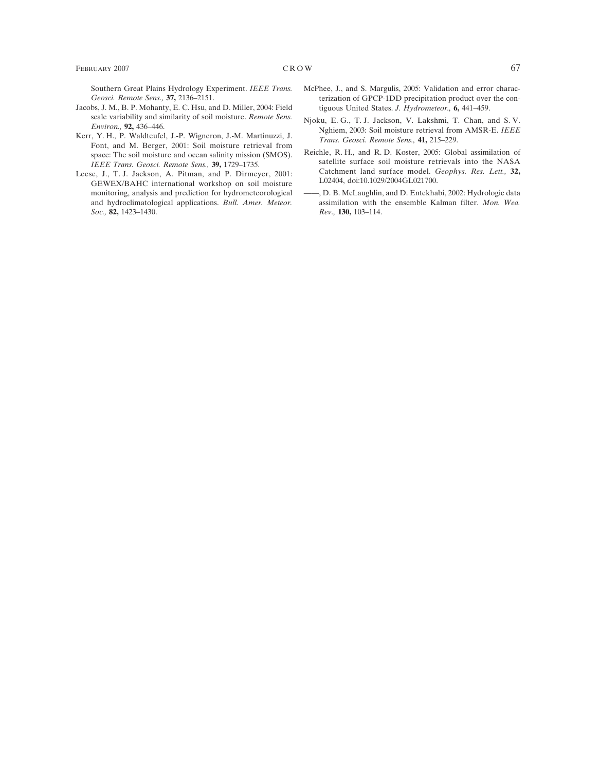Southern Great Plains Hydrology Experiment. *IEEE Trans. Geosci. Remote Sens.,* **37,** 2136–2151.

Jacobs, J. M., B. P. Mohanty, E. C. Hsu, and D. Miller, 2004: Field scale variability and similarity of soil moisture. *Remote Sens. Environ.,* **92,** 436–446.

Kerr, Y. H., P. Waldteufel, J.-P. Wigneron, J.-M. Martinuzzi, J. Font, and M. Berger, 2001: Soil moisture retrieval from space: The soil moisture and ocean salinity mission (SMOS). *IEEE Trans. Geosci. Remote Sens.,* **39,** 1729–1735.

Leese, J., T. J. Jackson, A. Pitman, and P. Dirmeyer, 2001: GEWEX/BAHC international workshop on soil moisture monitoring, analysis and prediction for hydrometeorological and hydroclimatological applications. *Bull. Amer. Meteor. Soc.,* **82,** 1423–1430.

McPhee, J., and S. Margulis, 2005: Validation and error characterization of GPCP-1DD precipitation product over the contiguous United States. *J. Hydrometeor.,* **6,** 441–459.

Njoku, E. G., T. J. Jackson, V. Lakshmi, T. Chan, and S. V. Nghiem, 2003: Soil moisture retrieval from AMSR-E. *IEEE Trans. Geosci. Remote Sens.,* **41,** 215–229.

Reichle, R. H., and R. D. Koster, 2005: Global assimilation of satellite surface soil moisture retrievals into the NASA Catchment land surface model. *Geophys. Res. Lett.,* **32,** L02404, doi:10.1029/2004GL021700.

——, D. B. McLaughlin, and D. Entekhabi, 2002: Hydrologic data assimilation with the ensemble Kalman filter. *Mon. Wea. Rev.,* **130,** 103–114.